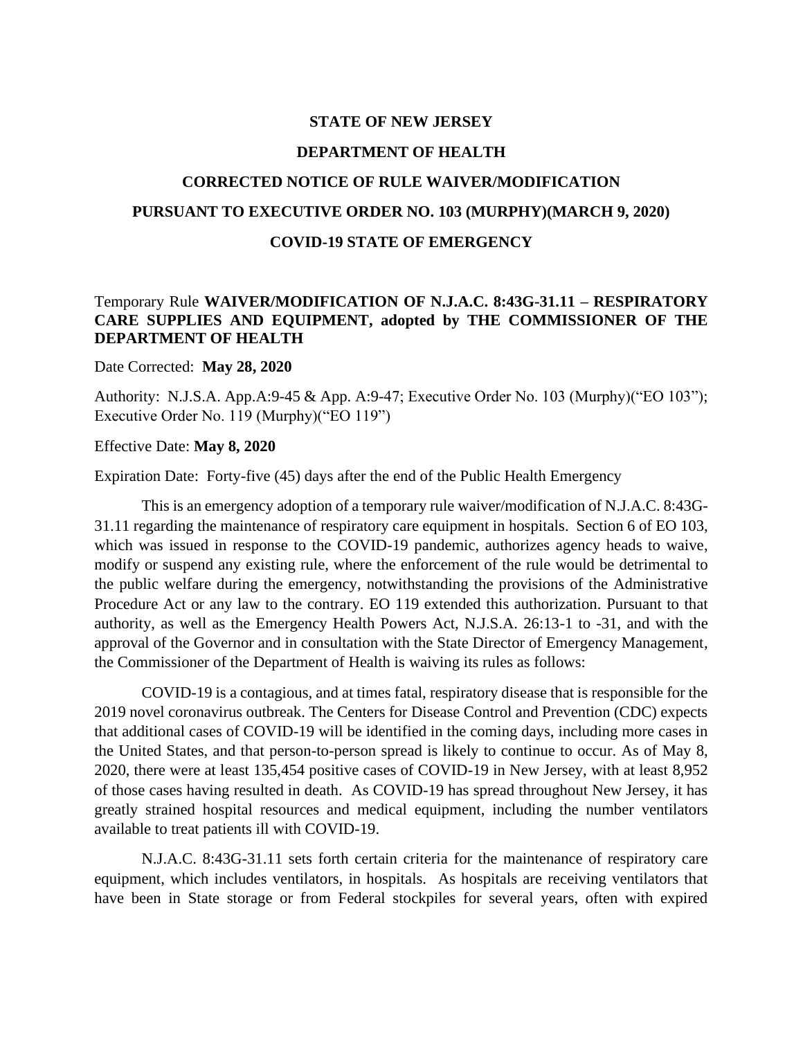**STATE OF NEW JERSEY**

**DEPARTMENT OF HEALTH**

**CORRECTED NOTICE OF RULE WAIVER/MODIFICATION**

**PURSUANT TO EXECUTIVE ORDER NO. 103 (MURPHY)(MARCH 9, 2020)**

**COVID-19 STATE OF EMERGENCY**

Temporary Rule **WAIVER/MODIFICATION OF N.J.A.C. 8:43G-31.11 – RESPIRATORY CARE SUPPLIES AND EQUIPMENT, adopted by THE COMMISSIONER OF THE DEPARTMENT OF HEALTH**

Date Corrected: **May 28, 2020**

Authority: N.J.S.A. App.A:9-45 & App. A:9-47; Executive Order No. 103 (Murphy)("EO 103"); Executive Order No. 119 (Murphy)("EO 119")

Effective Date: **May 8, 2020**

Expiration Date: Forty-five (45) days after the end of the Public Health Emergency

This is an emergency adoption of a temporary rule waiver/modification of N.J.A.C. 8:43G-31.11 regarding the maintenance of respiratory care equipment in hospitals. Section 6 of EO 103, which was issued in response to the COVID-19 pandemic, authorizes agency heads to waive, modify or suspend any existing rule, where the enforcement of the rule would be detrimental to the public welfare during the emergency, notwithstanding the provisions of the Administrative Procedure Act or any law to the contrary. EO 119 extended this authorization. Pursuant to that authority, as well as the Emergency Health Powers Act, N.J.S.A. 26:13-1 to -31, and with the approval of the Governor and in consultation with the State Director of Emergency Management, the Commissioner of the Department of Health is waiving its rules as follows:

COVID-19 is a contagious, and at times fatal, respiratory disease that is responsible for the 2019 novel coronavirus outbreak. The Centers for Disease Control and Prevention (CDC) expects that additional cases of COVID-19 will be identified in the coming days, including more cases in the United States, and that person-to-person spread is likely to continue to occur. As of May 8, 2020, there were at least 135,454 positive cases of COVID-19 in New Jersey, with at least 8,952 of those cases having resulted in death. As COVID-19 has spread throughout New Jersey, it has greatly strained hospital resources and medical equipment, including the number ventilators available to treat patients ill with COVID-19.

N.J.A.C. 8:43G-31.11 sets forth certain criteria for the maintenance of respiratory care equipment, which includes ventilators, in hospitals. As hospitals are receiving ventilators that have been in State storage or from Federal stockpiles for several years, often with expired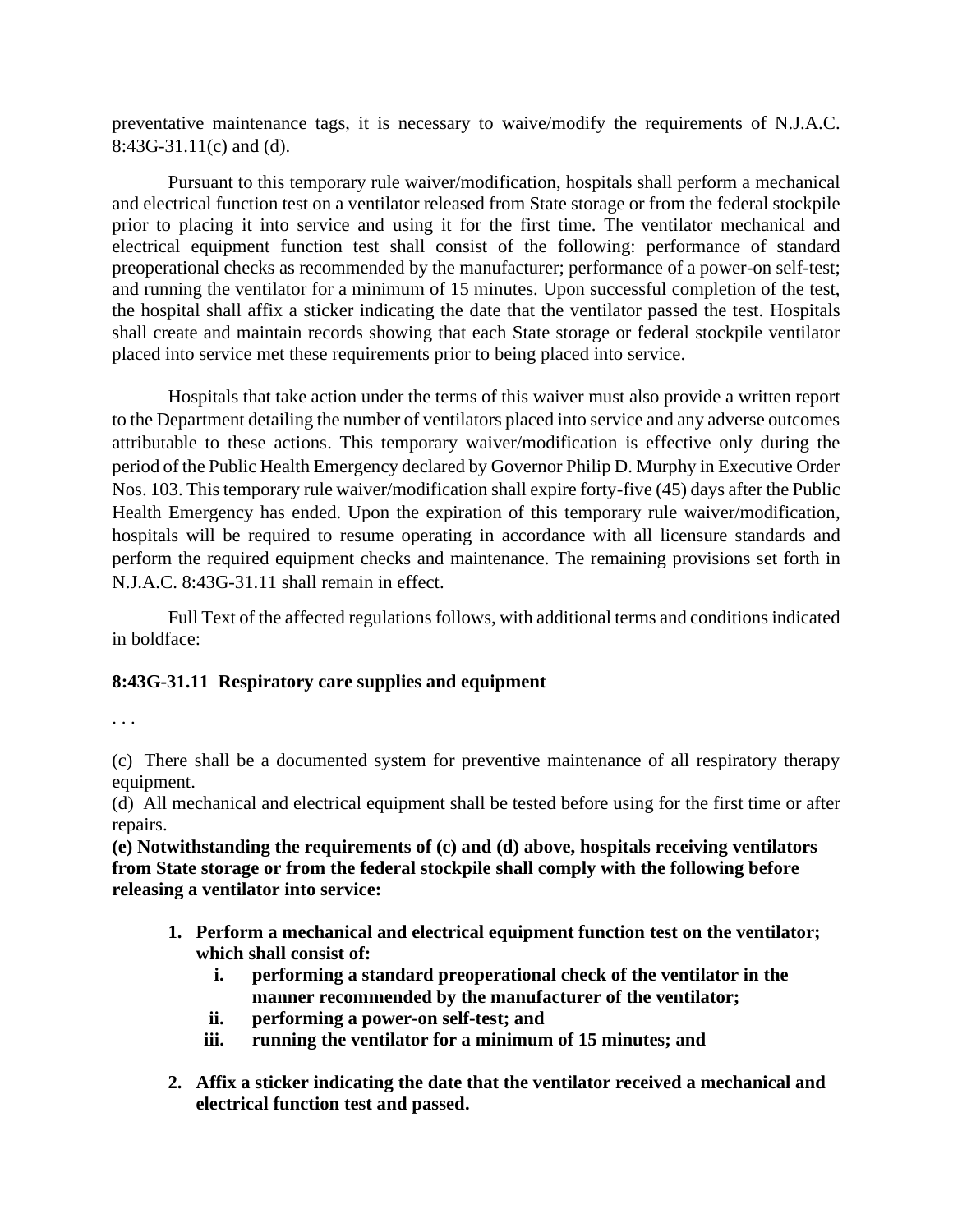preventative maintenance tags, it is necessary to waive/modify the requirements of N.J.A.C. 8:43G-31.11(c) and (d).

Pursuant to this temporary rule waiver/modification, hospitals shall perform a mechanical and electrical function test on a ventilator released from State storage or from the federal stockpile prior to placing it into service and using it for the first time. The ventilator mechanical and electrical equipment function test shall consist of the following: performance of standard preoperational checks as recommended by the manufacturer; performance of a power-on self-test; and running the ventilator for a minimum of 15 minutes. Upon successful completion of the test, the hospital shall affix a sticker indicating the date that the ventilator passed the test. Hospitals shall create and maintain records showing that each State storage or federal stockpile ventilator placed into service met these requirements prior to being placed into service.

Hospitals that take action under the terms of this waiver must also provide a written report to the Department detailing the number of ventilators placed into service and any adverse outcomes attributable to these actions. This temporary waiver/modification is effective only during the period of the Public Health Emergency declared by Governor Philip D. Murphy in Executive Order Nos. 103. This temporary rule waiver/modification shall expire forty-five (45) days after the Public Health Emergency has ended. Upon the expiration of this temporary rule waiver/modification, hospitals will be required to resume operating in accordance with all licensure standards and perform the required equipment checks and maintenance. The remaining provisions set forth in N.J.A.C. 8:43G-31.11 shall remain in effect.

Full Text of the affected regulations follows, with additional terms and conditions indicated in boldface:

**8:43G-31.11 Respiratory care supplies and equipment**

. . .

(c) There shall be a documented system for preventive maintenance of all respiratory therapy equipment.

(d) All mechanical and electrical equipment shall be tested before using for the first time or after repairs.

**(e) Notwithstanding the requirements of (c) and (d) above, hospitals receiving ventilators from State storage or from the federal stockpile shall comply with the following before releasing a ventilator into service:**

1. **Perform a mechanical and electrical equipment function test on the ventilator; which shall consist of:**
    - i. **performing a standard preoperational check of the ventilator in the manner recommended by the manufacturer of the ventilator;**
    - ii. **performing a power-on self-test; and**
    - iii. **running the ventilator for a minimum of 15 minutes; and**
2. **Affix a sticker indicating the date that the ventilator received a mechanical and electrical function test and passed.**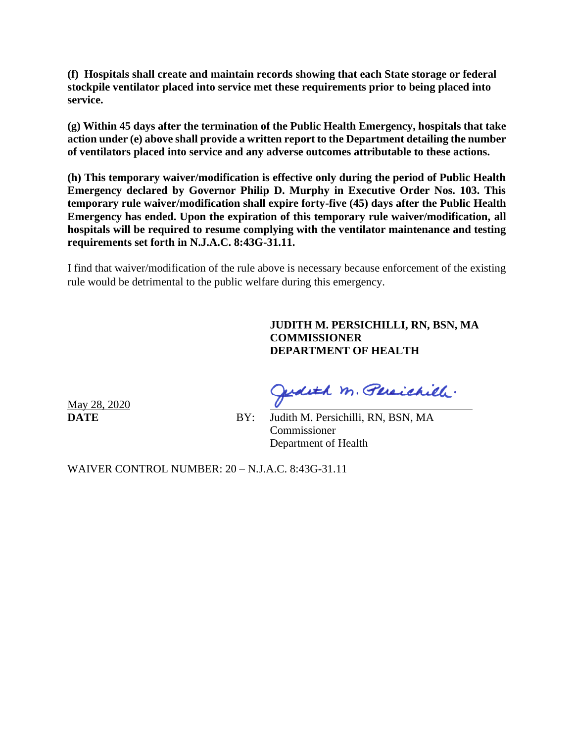**(f) Hospitals shall create and maintain records showing that each State storage or federal stockpile ventilator placed into service met these requirements prior to being placed into service.**

**(g) Within 45 days after the termination of the Public Health Emergency, hospitals that take action under (e) above shall provide a written report to the Department detailing the number of ventilators placed into service and any adverse outcomes attributable to these actions.**

**(h) This temporary waiver/modification is effective only during the period of Public Health Emergency declared by Governor Philip D. Murphy in Executive Order Nos. 103. This temporary rule waiver/modification shall expire forty-five (45) days after the Public Health Emergency has ended. Upon the expiration of this temporary rule waiver/modification, all hospitals will be required to resume complying with the ventilator maintenance and testing requirements set forth in N.J.A.C. 8:43G-31.11.**

I find that waiver/modification of the rule above is necessary because enforcement of the existing rule would be detrimental to the public welfare during this emergency.

**JUDITH M. PERSICHILLI, RN, BSN, MA**
**COMMISSIONER**
**DEPARTMENT OF HEALTH**

May 28, 2020
**DATE**

BY: Judith M. Persichilli, RN, BSN, MA
Commissioner
Department of Health

WAIVER CONTROL NUMBER: 20 – N.J.A.C. 8:43G-31.11